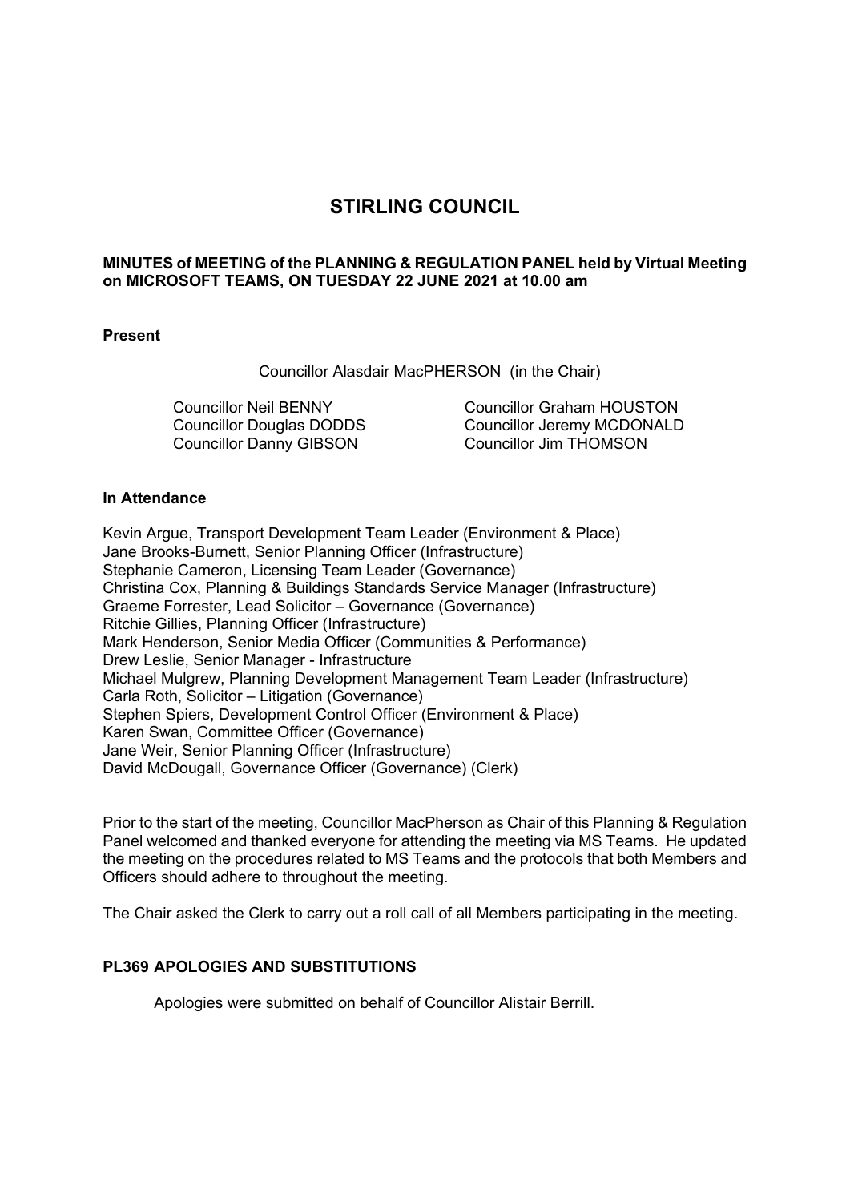# STIRLING COUNCIL

**MINUTES of MEETING of the PLANNING & REGULATION PANEL held by Virtual Meeting on MICROSOFT TEAMS, ON TUESDAY 22 JUNE 2021 at 10.00 am**

**Present**

Councillor Alasdair MacPHERSON (in the Chair)

Councillor Neil BENNY
Councillor Douglas DODDS
Councillor Danny GIBSON
Councillor Graham HOUSTON
Councillor Jeremy MCDONALD
Councillor Jim THOMSON

**In Attendance**

Kevin Argue, Transport Development Team Leader (Environment & Place)
Jane Brooks-Burnett, Senior Planning Officer (Infrastructure)
Stephanie Cameron, Licensing Team Leader (Governance)
Christina Cox, Planning & Buildings Standards Service Manager (Infrastructure)
Graeme Forrester, Lead Solicitor – Governance (Governance)
Ritchie Gillies, Planning Officer (Infrastructure)
Mark Henderson, Senior Media Officer (Communities & Performance)
Drew Leslie, Senior Manager - Infrastructure
Michael Mulgrew, Planning Development Management Team Leader (Infrastructure)
Carla Roth, Solicitor – Litigation (Governance)
Stephen Spiers, Development Control Officer (Environment & Place)
Karen Swan, Committee Officer (Governance)
Jane Weir, Senior Planning Officer (Infrastructure)
David McDougall, Governance Officer (Governance) (Clerk)

Prior to the start of the meeting, Councillor MacPherson as Chair of this Planning & Regulation Panel welcomed and thanked everyone for attending the meeting via MS Teams. He updated the meeting on the procedures related to MS Teams and the protocols that both Members and Officers should adhere to throughout the meeting.

The Chair asked the Clerk to carry out a roll call of all Members participating in the meeting.

## PL369 APOLOGIES AND SUBSTITUTIONS

Apologies were submitted on behalf of Councillor Alistair Berrill.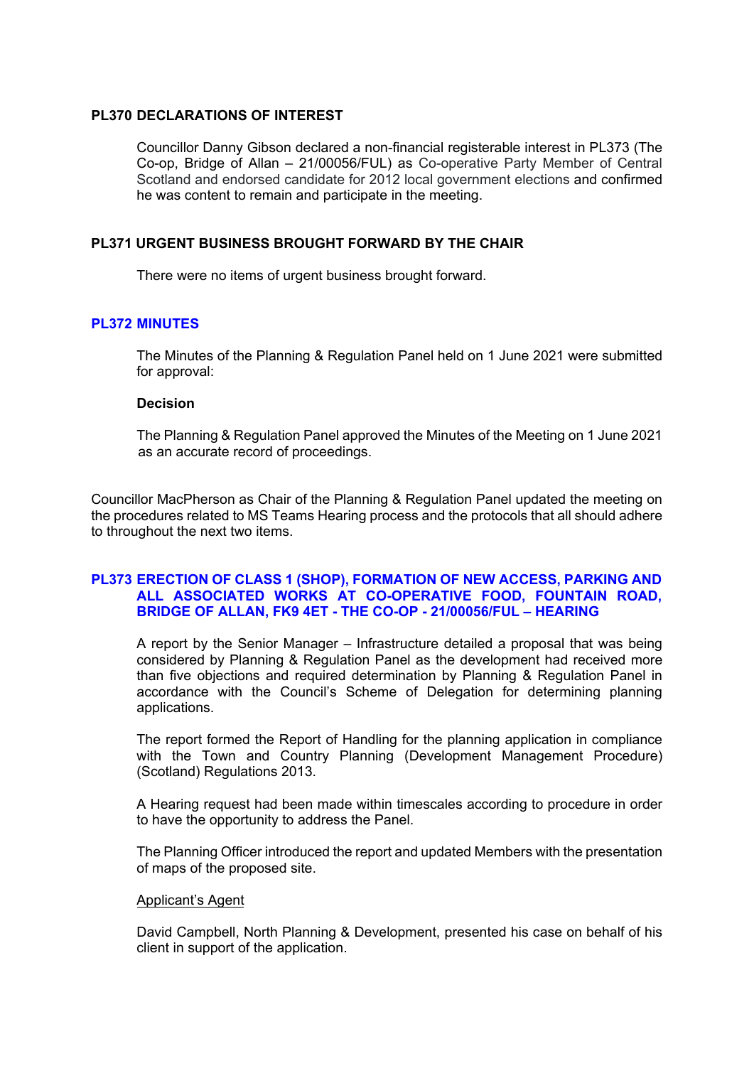## PL370 DECLARATIONS OF INTEREST

Councillor Danny Gibson declared a non-financial registerable interest in PL373 (The Co-op, Bridge of Allan – 21/00056/FUL) as Co-operative Party Member of Central Scotland and endorsed candidate for 2012 local government elections and confirmed he was content to remain and participate in the meeting.

## PL371 URGENT BUSINESS BROUGHT FORWARD BY THE CHAIR

There were no items of urgent business brought forward.

## PL372 MINUTES

The Minutes of the Planning & Regulation Panel held on 1 June 2021 were submitted for approval:

**Decision**

The Planning & Regulation Panel approved the Minutes of the Meeting on 1 June 2021 as an accurate record of proceedings.

Councillor MacPherson as Chair of the Planning & Regulation Panel updated the meeting on the procedures related to MS Teams Hearing process and the protocols that all should adhere to throughout the next two items.

## PL373 ERECTION OF CLASS 1 (SHOP), FORMATION OF NEW ACCESS, PARKING AND ALL ASSOCIATED WORKS AT CO-OPERATIVE FOOD, FOUNTAIN ROAD, BRIDGE OF ALLAN, FK9 4ET - THE CO-OP - 21/00056/FUL – HEARING

A report by the Senior Manager – Infrastructure detailed a proposal that was being considered by Planning & Regulation Panel as the development had received more than five objections and required determination by Planning & Regulation Panel in accordance with the Council's Scheme of Delegation for determining planning applications.

The report formed the Report of Handling for the planning application in compliance with the Town and Country Planning (Development Management Procedure) (Scotland) Regulations 2013.

A Hearing request had been made within timescales according to procedure in order to have the opportunity to address the Panel.

The Planning Officer introduced the report and updated Members with the presentation of maps of the proposed site.

Applicant's Agent

David Campbell, North Planning & Development, presented his case on behalf of his client in support of the application.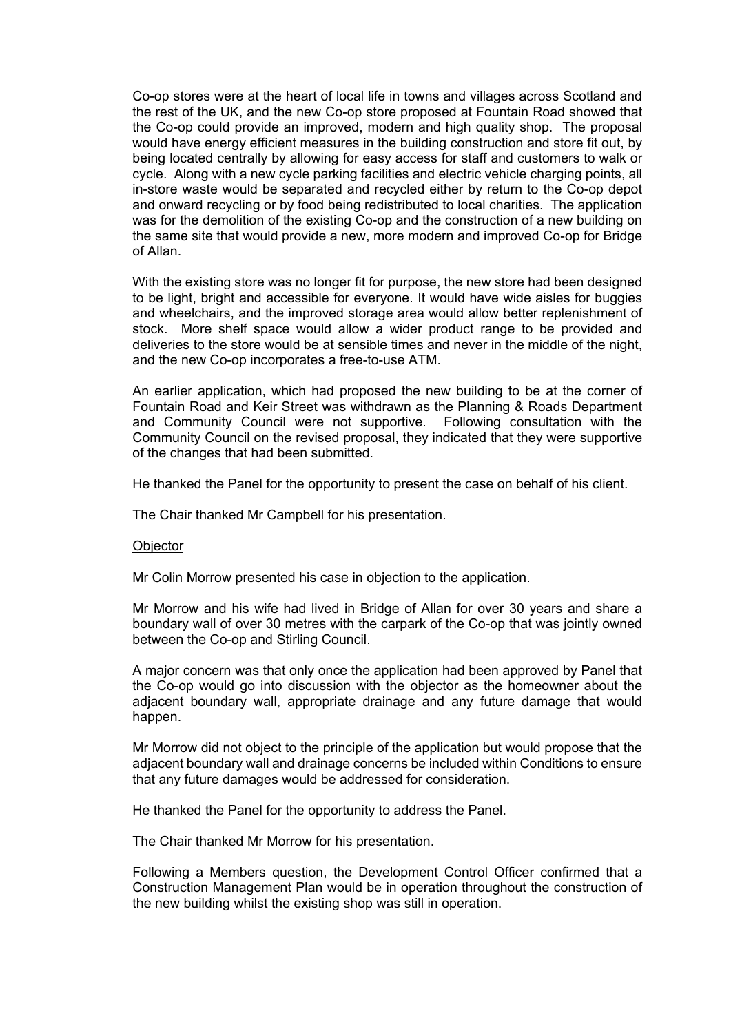Co-op stores were at the heart of local life in towns and villages across Scotland and the rest of the UK, and the new Co-op store proposed at Fountain Road showed that the Co-op could provide an improved, modern and high quality shop. The proposal would have energy efficient measures in the building construction and store fit out, by being located centrally by allowing for easy access for staff and customers to walk or cycle. Along with a new cycle parking facilities and electric vehicle charging points, all in-store waste would be separated and recycled either by return to the Co-op depot and onward recycling or by food being redistributed to local charities. The application was for the demolition of the existing Co-op and the construction of a new building on the same site that would provide a new, more modern and improved Co-op for Bridge of Allan.

With the existing store was no longer fit for purpose, the new store had been designed to be light, bright and accessible for everyone. It would have wide aisles for buggies and wheelchairs, and the improved storage area would allow better replenishment of stock. More shelf space would allow a wider product range to be provided and deliveries to the store would be at sensible times and never in the middle of the night, and the new Co-op incorporates a free-to-use ATM.

An earlier application, which had proposed the new building to be at the corner of Fountain Road and Keir Street was withdrawn as the Planning & Roads Department and Community Council were not supportive. Following consultation with the Community Council on the revised proposal, they indicated that they were supportive of the changes that had been submitted.

He thanked the Panel for the opportunity to present the case on behalf of his client.

The Chair thanked Mr Campbell for his presentation.

Objector

Mr Colin Morrow presented his case in objection to the application.

Mr Morrow and his wife had lived in Bridge of Allan for over 30 years and share a boundary wall of over 30 metres with the carpark of the Co-op that was jointly owned between the Co-op and Stirling Council.

A major concern was that only once the application had been approved by Panel that the Co-op would go into discussion with the objector as the homeowner about the adjacent boundary wall, appropriate drainage and any future damage that would happen.

Mr Morrow did not object to the principle of the application but would propose that the adjacent boundary wall and drainage concerns be included within Conditions to ensure that any future damages would be addressed for consideration.

He thanked the Panel for the opportunity to address the Panel.

The Chair thanked Mr Morrow for his presentation.

Following a Members question, the Development Control Officer confirmed that a Construction Management Plan would be in operation throughout the construction of the new building whilst the existing shop was still in operation.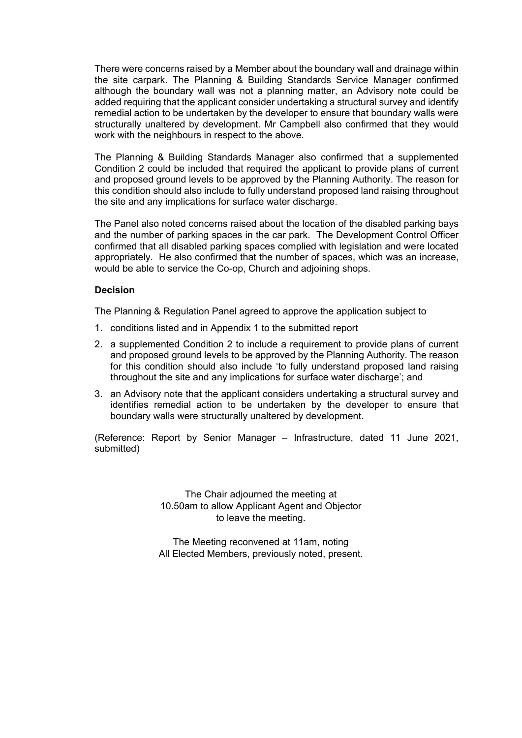There were concerns raised by a Member about the boundary wall and drainage within the site carpark. The Planning & Building Standards Service Manager confirmed although the boundary wall was not a planning matter, an Advisory note could be added requiring that the applicant consider undertaking a structural survey and identify remedial action to be undertaken by the developer to ensure that boundary walls were structurally unaltered by development. Mr Campbell also confirmed that they would work with the neighbours in respect to the above.

The Planning & Building Standards Manager also confirmed that a supplemented Condition 2 could be included that required the applicant to provide plans of current and proposed ground levels to be approved by the Planning Authority. The reason for this condition should also include to fully understand proposed land raising throughout the site and any implications for surface water discharge.

The Panel also noted concerns raised about the location of the disabled parking bays and the number of parking spaces in the car park. The Development Control Officer confirmed that all disabled parking spaces complied with legislation and were located appropriately. He also confirmed that the number of spaces, which was an increase, would be able to service the Co-op, Church and adjoining shops.

**Decision**

The Planning & Regulation Panel agreed to approve the application subject to

1. conditions listed and in Appendix 1 to the submitted report
2. a supplemented Condition 2 to include a requirement to provide plans of current and proposed ground levels to be approved by the Planning Authority. The reason for this condition should also include 'to fully understand proposed land raising throughout the site and any implications for surface water discharge'; and
3. an Advisory note that the applicant considers undertaking a structural survey and identifies remedial action to be undertaken by the developer to ensure that boundary walls were structurally unaltered by development.

(Reference: Report by Senior Manager – Infrastructure, dated 11 June 2021, submitted)

The Chair adjourned the meeting at 10.50am to allow Applicant Agent and Objector to leave the meeting.

The Meeting reconvened at 11am, noting All Elected Members, previously noted, present.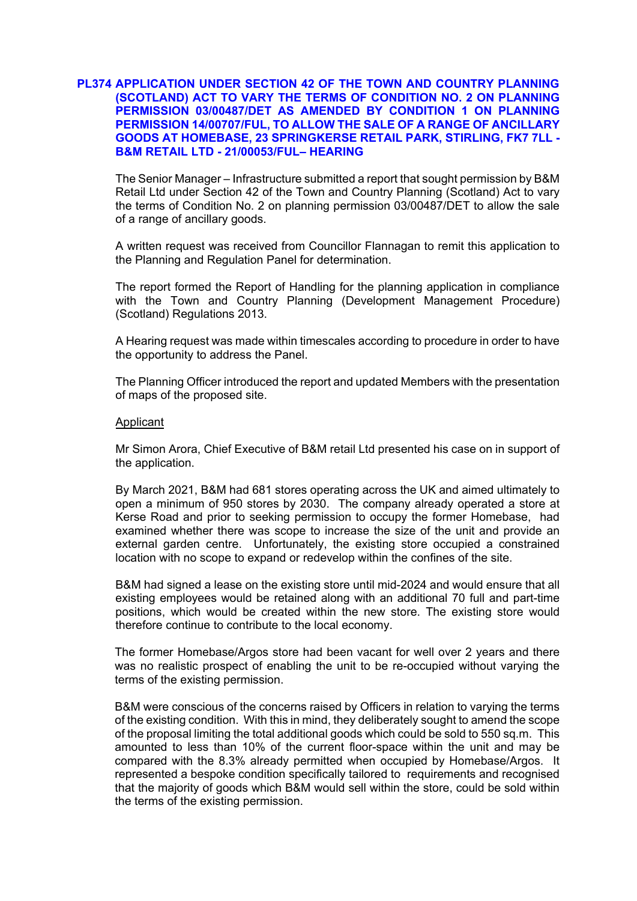## PL374 APPLICATION UNDER SECTION 42 OF THE TOWN AND COUNTRY PLANNING (SCOTLAND) ACT TO VARY THE TERMS OF CONDITION NO. 2 ON PLANNING PERMISSION 03/00487/DET AS AMENDED BY CONDITION 1 ON PLANNING PERMISSION 14/00707/FUL, TO ALLOW THE SALE OF A RANGE OF ANCILLARY GOODS AT HOMEBASE, 23 SPRINGKERSE RETAIL PARK, STIRLING, FK7 7LL - B&M RETAIL LTD - 21/00053/FUL– HEARING

The Senior Manager – Infrastructure submitted a report that sought permission by B&M Retail Ltd under Section 42 of the Town and Country Planning (Scotland) Act to vary the terms of Condition No. 2 on planning permission 03/00487/DET to allow the sale of a range of ancillary goods.

A written request was received from Councillor Flannagan to remit this application to the Planning and Regulation Panel for determination.

The report formed the Report of Handling for the planning application in compliance with the Town and Country Planning (Development Management Procedure) (Scotland) Regulations 2013.

A Hearing request was made within timescales according to procedure in order to have the opportunity to address the Panel.

The Planning Officer introduced the report and updated Members with the presentation of maps of the proposed site.

<u>Applicant</u>

Mr Simon Arora, Chief Executive of B&M retail Ltd presented his case on in support of the application.

By March 2021, B&M had 681 stores operating across the UK and aimed ultimately to open a minimum of 950 stores by 2030. The company already operated a store at Kerse Road and prior to seeking permission to occupy the former Homebase, had examined whether there was scope to increase the size of the unit and provide an external garden centre. Unfortunately, the existing store occupied a constrained location with no scope to expand or redevelop within the confines of the site.

B&M had signed a lease on the existing store until mid-2024 and would ensure that all existing employees would be retained along with an additional 70 full and part-time positions, which would be created within the new store. The existing store would therefore continue to contribute to the local economy.

The former Homebase/Argos store had been vacant for well over 2 years and there was no realistic prospect of enabling the unit to be re-occupied without varying the terms of the existing permission.

B&M were conscious of the concerns raised by Officers in relation to varying the terms of the existing condition. With this in mind, they deliberately sought to amend the scope of the proposal limiting the total additional goods which could be sold to 550 sq.m. This amounted to less than 10% of the current floor-space within the unit and may be compared with the 8.3% already permitted when occupied by Homebase/Argos. It represented a bespoke condition specifically tailored to requirements and recognised that the majority of goods which B&M would sell within the store, could be sold within the terms of the existing permission.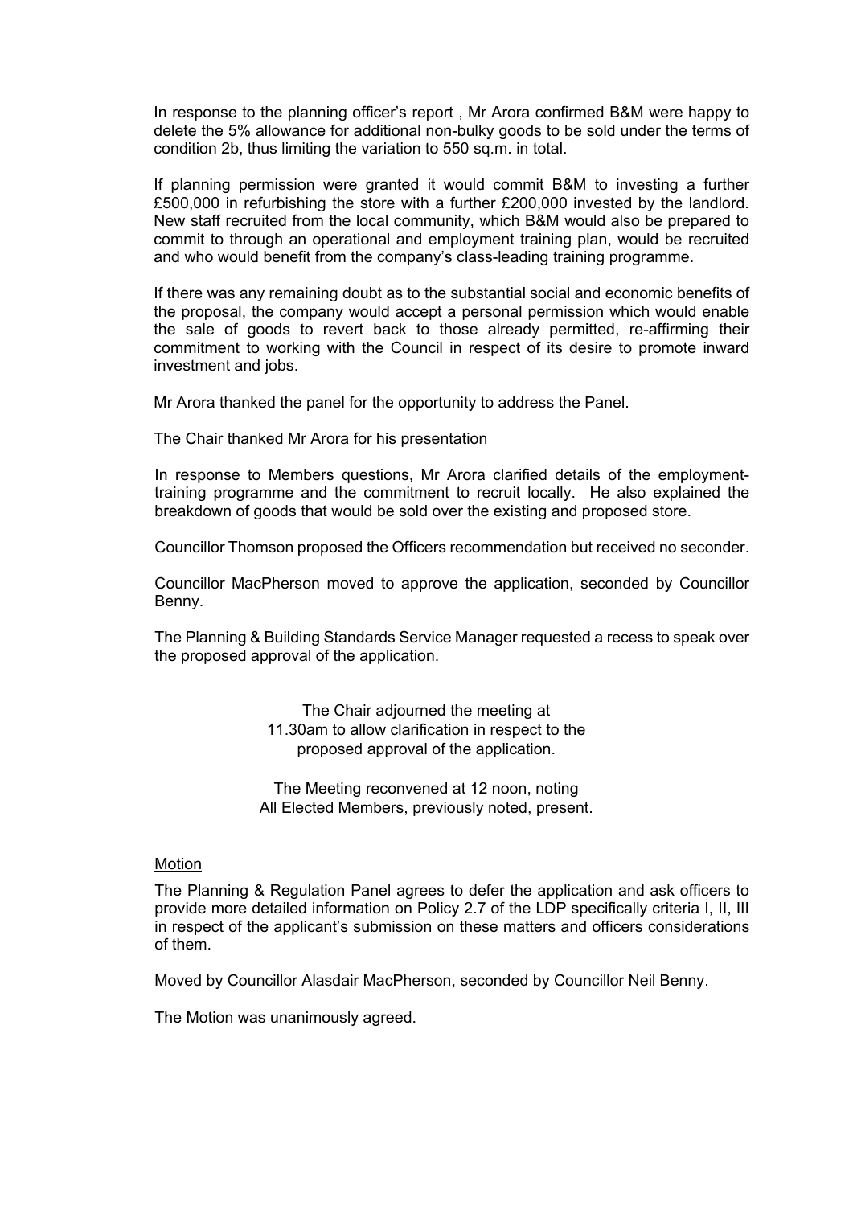In response to the planning officer's report , Mr Arora confirmed B&M were happy to delete the 5% allowance for additional non-bulky goods to be sold under the terms of condition 2b, thus limiting the variation to 550 sq.m. in total.

If planning permission were granted it would commit B&M to investing a further £500,000 in refurbishing the store with a further £200,000 invested by the landlord. New staff recruited from the local community, which B&M would also be prepared to commit to through an operational and employment training plan, would be recruited and who would benefit from the company's class-leading training programme.

If there was any remaining doubt as to the substantial social and economic benefits of the proposal, the company would accept a personal permission which would enable the sale of goods to revert back to those already permitted, re-affirming their commitment to working with the Council in respect of its desire to promote inward investment and jobs.

Mr Arora thanked the panel for the opportunity to address the Panel.

The Chair thanked Mr Arora for his presentation

In response to Members questions, Mr Arora clarified details of the employment-training programme and the commitment to recruit locally. He also explained the breakdown of goods that would be sold over the existing and proposed store.

Councillor Thomson proposed the Officers recommendation but received no seconder.

Councillor MacPherson moved to approve the application, seconded by Councillor Benny.

The Planning & Building Standards Service Manager requested a recess to speak over the proposed approval of the application.

The Chair adjourned the meeting at 11.30am to allow clarification in respect to the proposed approval of the application.

The Meeting reconvened at 12 noon, noting All Elected Members, previously noted, present.

Motion

The Planning & Regulation Panel agrees to defer the application and ask officers to provide more detailed information on Policy 2.7 of the LDP specifically criteria I, II, III in respect of the applicant's submission on these matters and officers considerations of them.

Moved by Councillor Alasdair MacPherson, seconded by Councillor Neil Benny.

The Motion was unanimously agreed.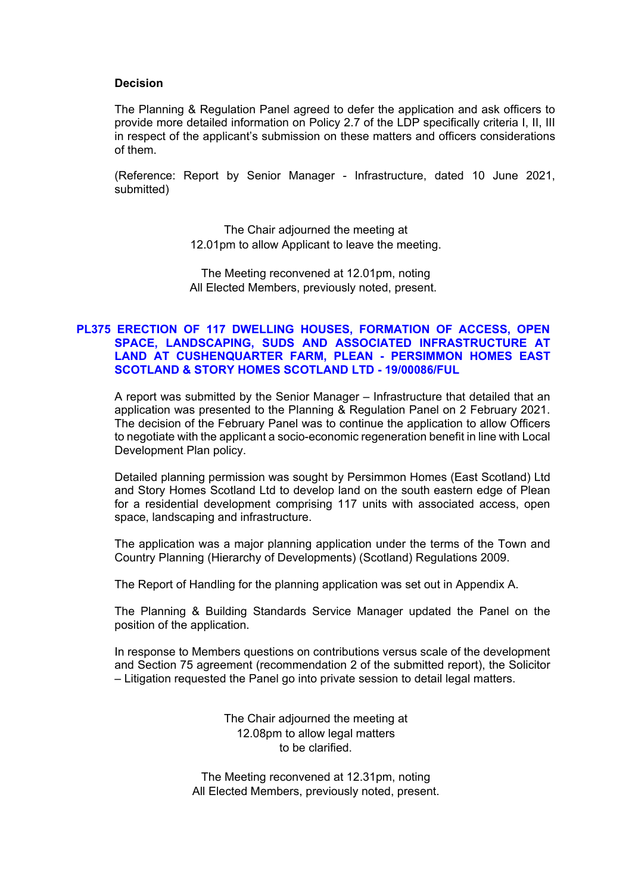**Decision**

The Planning & Regulation Panel agreed to defer the application and ask officers to provide more detailed information on Policy 2.7 of the LDP specifically criteria I, II, III in respect of the applicant's submission on these matters and officers considerations of them.

(Reference: Report by Senior Manager - Infrastructure, dated 10 June 2021, submitted)

The Chair adjourned the meeting at 12.01pm to allow Applicant to leave the meeting.

The Meeting reconvened at 12.01pm, noting All Elected Members, previously noted, present.

## PL375 ERECTION OF 117 DWELLING HOUSES, FORMATION OF ACCESS, OPEN SPACE, LANDSCAPING, SUDS AND ASSOCIATED INFRASTRUCTURE AT LAND AT CUSHENQUARTER FARM, PLEAN - PERSIMMON HOMES EAST SCOTLAND & STORY HOMES SCOTLAND LTD - 19/00086/FUL

A report was submitted by the Senior Manager – Infrastructure that detailed that an application was presented to the Planning & Regulation Panel on 2 February 2021. The decision of the February Panel was to continue the application to allow Officers to negotiate with the applicant a socio-economic regeneration benefit in line with Local Development Plan policy.

Detailed planning permission was sought by Persimmon Homes (East Scotland) Ltd and Story Homes Scotland Ltd to develop land on the south eastern edge of Plean for a residential development comprising 117 units with associated access, open space, landscaping and infrastructure.

The application was a major planning application under the terms of the Town and Country Planning (Hierarchy of Developments) (Scotland) Regulations 2009.

The Report of Handling for the planning application was set out in Appendix A.

The Planning & Building Standards Service Manager updated the Panel on the position of the application.

In response to Members questions on contributions versus scale of the development and Section 75 agreement (recommendation 2 of the submitted report), the Solicitor – Litigation requested the Panel go into private session to detail legal matters.

The Chair adjourned the meeting at 12.08pm to allow legal matters to be clarified.

The Meeting reconvened at 12.31pm, noting All Elected Members, previously noted, present.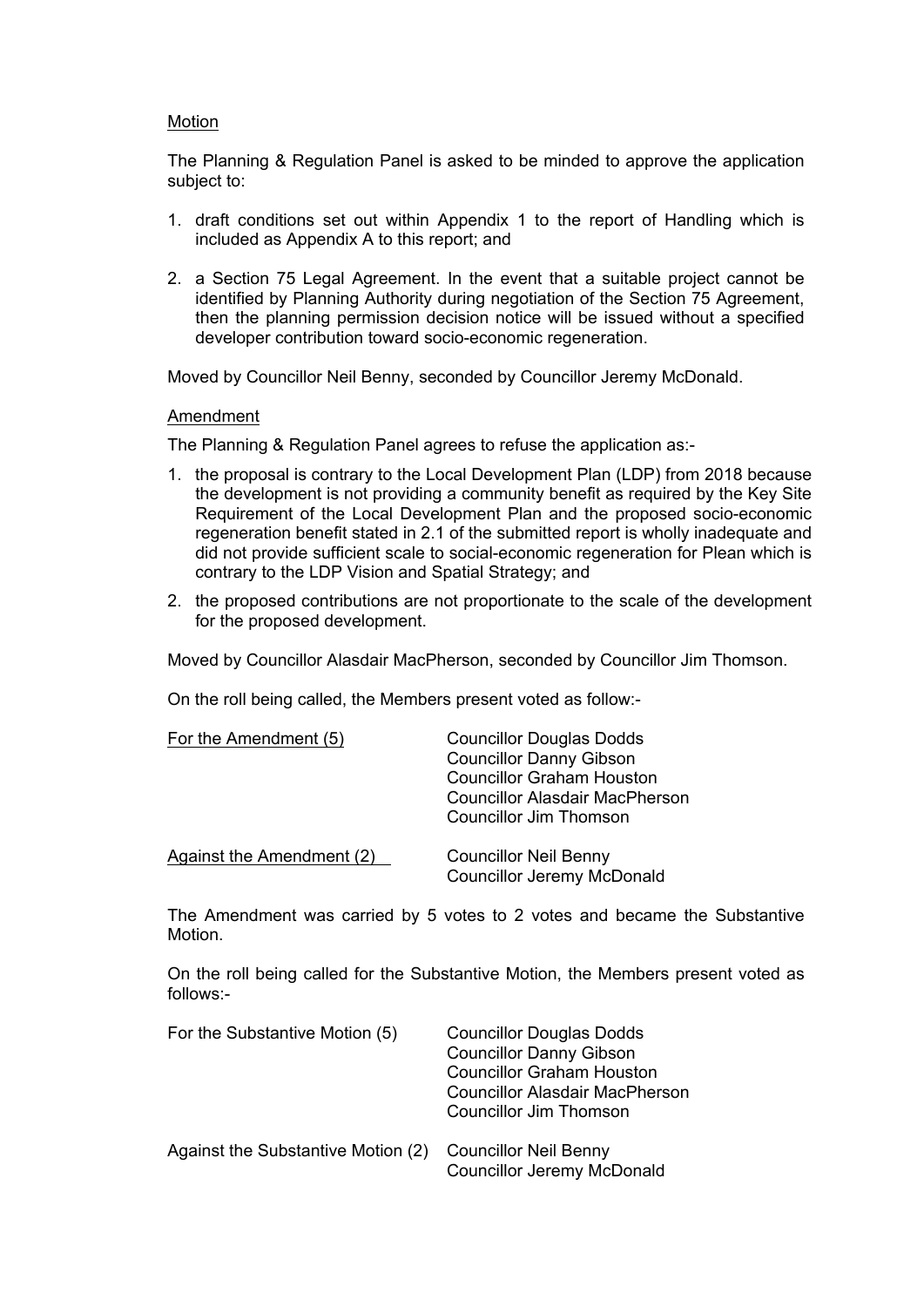Motion

The Planning & Regulation Panel is asked to be minded to approve the application subject to:

1. draft conditions set out within Appendix 1 to the report of Handling which is included as Appendix A to this report; and

2. a Section 75 Legal Agreement. In the event that a suitable project cannot be identified by Planning Authority during negotiation of the Section 75 Agreement, then the planning permission decision notice will be issued without a specified developer contribution toward socio-economic regeneration.

Moved by Councillor Neil Benny, seconded by Councillor Jeremy McDonald.

Amendment

The Planning & Regulation Panel agrees to refuse the application as:-

1. the proposal is contrary to the Local Development Plan (LDP) from 2018 because the development is not providing a community benefit as required by the Key Site Requirement of the Local Development Plan and the proposed socio-economic regeneration benefit stated in 2.1 of the submitted report is wholly inadequate and did not provide sufficient scale to social-economic regeneration for Plean which is contrary to the LDP Vision and Spatial Strategy; and

2. the proposed contributions are not proportionate to the scale of the development for the proposed development.

Moved by Councillor Alasdair MacPherson, seconded by Councillor Jim Thomson.

On the roll being called, the Members present voted as follow:-

| For the Amendment (5) | Councillor Douglas Dodds |
|---|---|
| | Councillor Danny Gibson |
| | Councillor Graham Houston |
| | Councillor Alasdair MacPherson |
| | Councillor Jim Thomson |
| Against the Amendment (2) | Councillor Neil Benny |
| | Councillor Jeremy McDonald |

The Amendment was carried by 5 votes to 2 votes and became the Substantive Motion.

On the roll being called for the Substantive Motion, the Members present voted as follows:-

| For the Substantive Motion (5) | Councillor Douglas Dodds |
|---|---|
| | Councillor Danny Gibson |
| | Councillor Graham Houston |
| | Councillor Alasdair MacPherson |
| | Councillor Jim Thomson |
| Against the Substantive Motion (2) | Councillor Neil Benny |
| | Councillor Jeremy McDonald |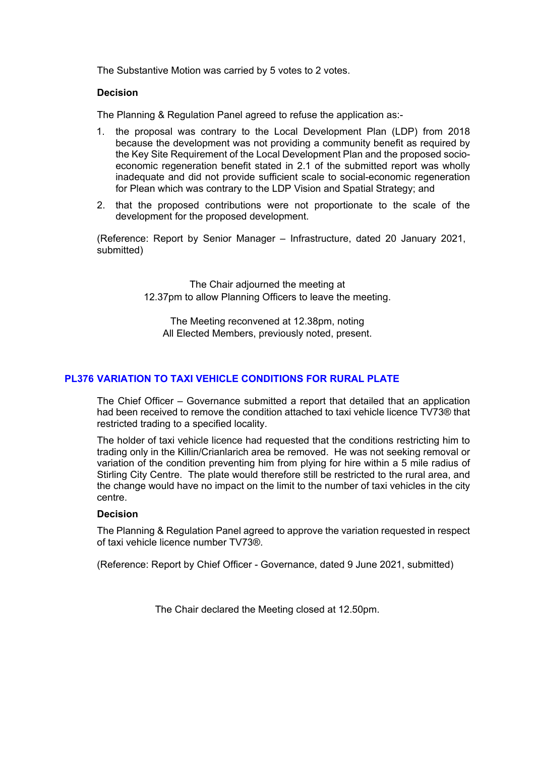The Substantive Motion was carried by 5 votes to 2 votes.

**Decision**

The Planning & Regulation Panel agreed to refuse the application as:-

1. the proposal was contrary to the Local Development Plan (LDP) from 2018 because the development was not providing a community benefit as required by the Key Site Requirement of the Local Development Plan and the proposed socio-economic regeneration benefit stated in 2.1 of the submitted report was wholly inadequate and did not provide sufficient scale to social-economic regeneration for Plean which was contrary to the LDP Vision and Spatial Strategy; and
2. that the proposed contributions were not proportionate to the scale of the development for the proposed development.

(Reference: Report by Senior Manager – Infrastructure, dated 20 January 2021, submitted)

The Chair adjourned the meeting at 12.37pm to allow Planning Officers to leave the meeting.

The Meeting reconvened at 12.38pm, noting All Elected Members, previously noted, present.

## PL376 VARIATION TO TAXI VEHICLE CONDITIONS FOR RURAL PLATE

The Chief Officer – Governance submitted a report that detailed that an application had been received to remove the condition attached to taxi vehicle licence TV73® that restricted trading to a specified locality.

The holder of taxi vehicle licence had requested that the conditions restricting him to trading only in the Killin/Crianlarich area be removed. He was not seeking removal or variation of the condition preventing him from plying for hire within a 5 mile radius of Stirling City Centre. The plate would therefore still be restricted to the rural area, and the change would have no impact on the limit to the number of taxi vehicles in the city centre.

**Decision**

The Planning & Regulation Panel agreed to approve the variation requested in respect of taxi vehicle licence number TV73®.

(Reference: Report by Chief Officer - Governance, dated 9 June 2021, submitted)

The Chair declared the Meeting closed at 12.50pm.